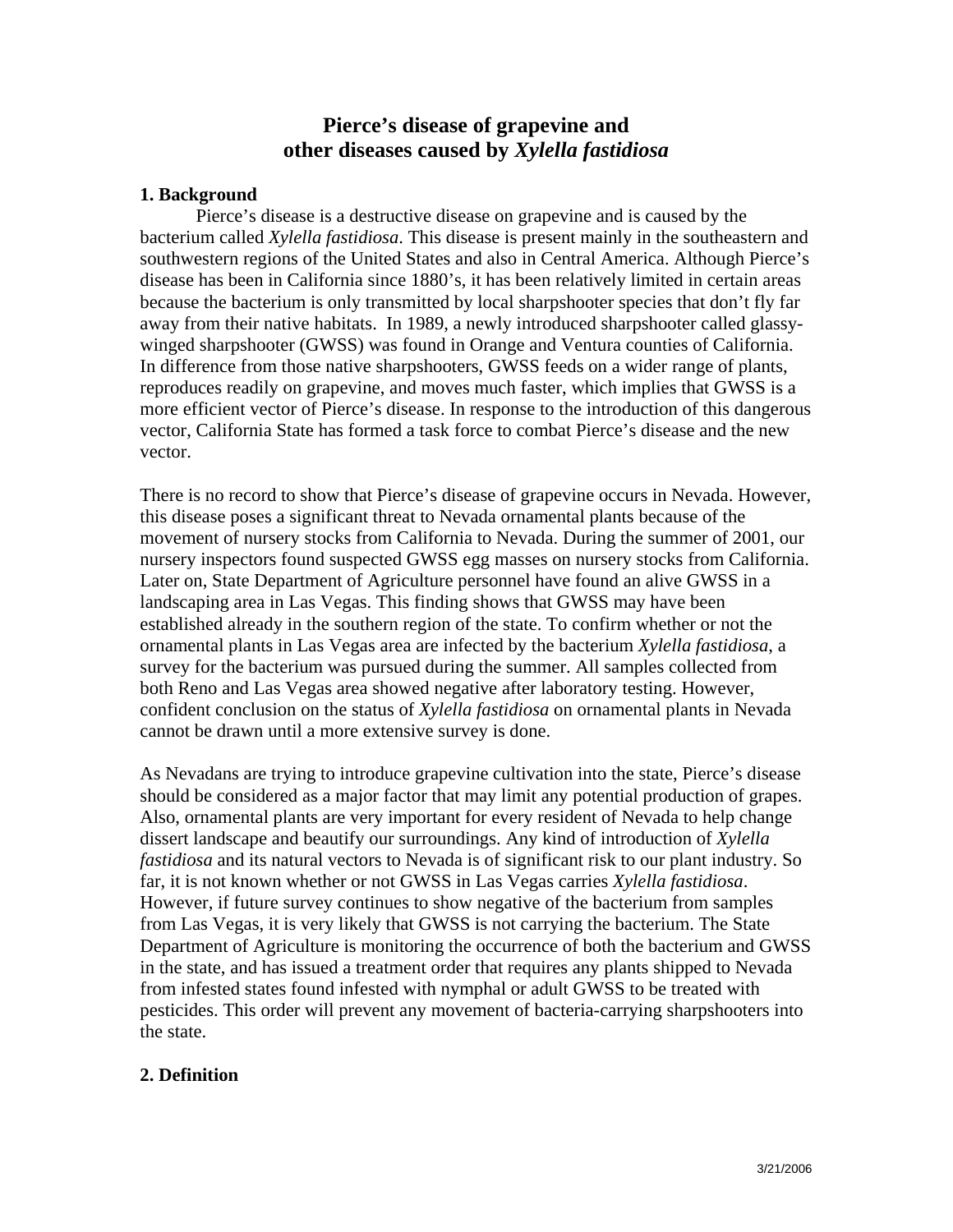# Pierce's disease of grapevine and other diseases caused by *Xylella fastidiosa*

## 1. Background

Pierce's disease is a destructive disease on grapevine and is caused by the bacterium called *Xylella fastidiosa*. This disease is present mainly in the southeastern and southwestern regions of the United States and also in Central America. Although Pierce's disease has been in California since 1880's, it has been relatively limited in certain areas because the bacterium is only transmitted by local sharpshooter species that don't fly far away from their native habitats. In 1989, a newly introduced sharpshooter called glassy-winged sharpshooter (GWSS) was found in Orange and Ventura counties of California. In difference from those native sharpshooters, GWSS feeds on a wider range of plants, reproduces readily on grapevine, and moves much faster, which implies that GWSS is a more efficient vector of Pierce's disease. In response to the introduction of this dangerous vector, California State has formed a task force to combat Pierce's disease and the new vector.

There is no record to show that Pierce's disease of grapevine occurs in Nevada. However, this disease poses a significant threat to Nevada ornamental plants because of the movement of nursery stocks from California to Nevada. During the summer of 2001, our nursery inspectors found suspected GWSS egg masses on nursery stocks from California. Later on, State Department of Agriculture personnel have found an alive GWSS in a landscaping area in Las Vegas. This finding shows that GWSS may have been established already in the southern region of the state. To confirm whether or not the ornamental plants in Las Vegas area are infected by the bacterium *Xylella fastidiosa*, a survey for the bacterium was pursued during the summer. All samples collected from both Reno and Las Vegas area showed negative after laboratory testing. However, confident conclusion on the status of *Xylella fastidiosa* on ornamental plants in Nevada cannot be drawn until a more extensive survey is done.

As Nevadans are trying to introduce grapevine cultivation into the state, Pierce's disease should be considered as a major factor that may limit any potential production of grapes. Also, ornamental plants are very important for every resident of Nevada to help change dissert landscape and beautify our surroundings. Any kind of introduction of *Xylella fastidiosa* and its natural vectors to Nevada is of significant risk to our plant industry. So far, it is not known whether or not GWSS in Las Vegas carries *Xylella fastidiosa*. However, if future survey continues to show negative of the bacterium from samples from Las Vegas, it is very likely that GWSS is not carrying the bacterium. The State Department of Agriculture is monitoring the occurrence of both the bacterium and GWSS in the state, and has issued a treatment order that requires any plants shipped to Nevada from infested states found infested with nymphal or adult GWSS to be treated with pesticides. This order will prevent any movement of bacteria-carrying sharpshooters into the state.

## 2. Definition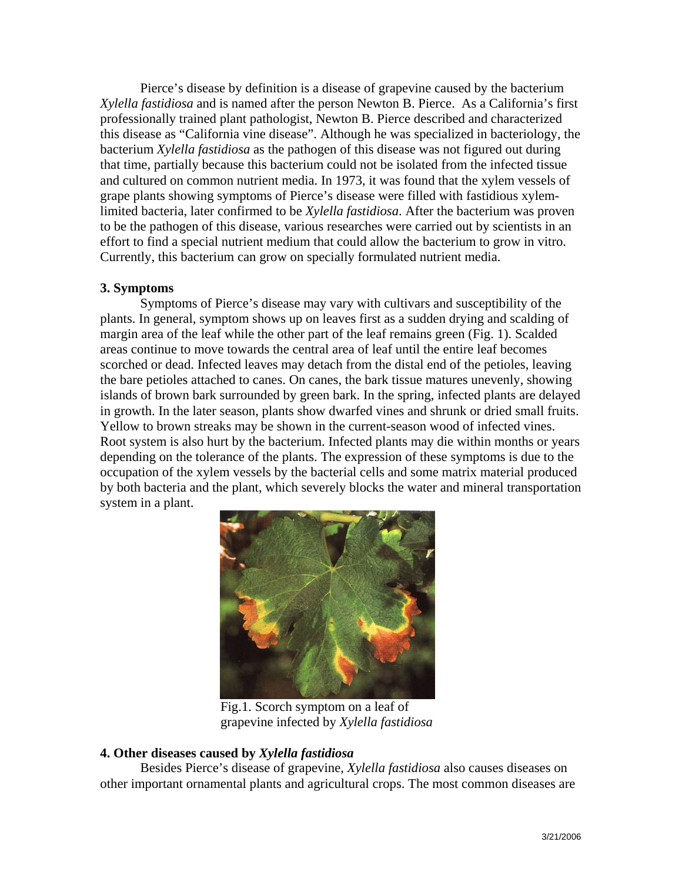Pierce's disease by definition is a disease of grapevine caused by the bacterium *Xylella fastidiosa* and is named after the person Newton B. Pierce. As a California's first professionally trained plant pathologist, Newton B. Pierce described and characterized this disease as "California vine disease". Although he was specialized in bacteriology, the bacterium *Xylella fastidiosa* as the pathogen of this disease was not figured out during that time, partially because this bacterium could not be isolated from the infected tissue and cultured on common nutrient media. In 1973, it was found that the xylem vessels of grape plants showing symptoms of Pierce's disease were filled with fastidious xylem-limited bacteria, later confirmed to be *Xylella fastidiosa*. After the bacterium was proven to be the pathogen of this disease, various researches were carried out by scientists in an effort to find a special nutrient medium that could allow the bacterium to grow in vitro. Currently, this bacterium can grow on specially formulated nutrient media.

**3. Symptoms**

Symptoms of Pierce's disease may vary with cultivars and susceptibility of the plants. In general, symptom shows up on leaves first as a sudden drying and scalding of margin area of the leaf while the other part of the leaf remains green (Fig. 1). Scalded areas continue to move towards the central area of leaf until the entire leaf becomes scorched or dead. Infected leaves may detach from the distal end of the petioles, leaving the bare petioles attached to canes. On canes, the bark tissue matures unevenly, showing islands of brown bark surrounded by green bark. In the spring, infected plants are delayed in growth. In the later season, plants show dwarfed vines and shrunk or dried small fruits. Yellow to brown streaks may be shown in the current-season wood of infected vines. Root system is also hurt by the bacterium. Infected plants may die within months or years depending on the tolerance of the plants. The expression of these symptoms is due to the occupation of the xylem vessels by the bacterial cells and some matrix material produced by both bacteria and the plant, which severely blocks the water and mineral transportation system in a plant.

Fig.1. Scorch symptom on a leaf of grapevine infected by *Xylella fastidiosa*

**4. Other diseases caused by *Xylella fastidiosa***

Besides Pierce's disease of grapevine, *Xylella fastidiosa* also causes diseases on other important ornamental plants and agricultural crops. The most common diseases are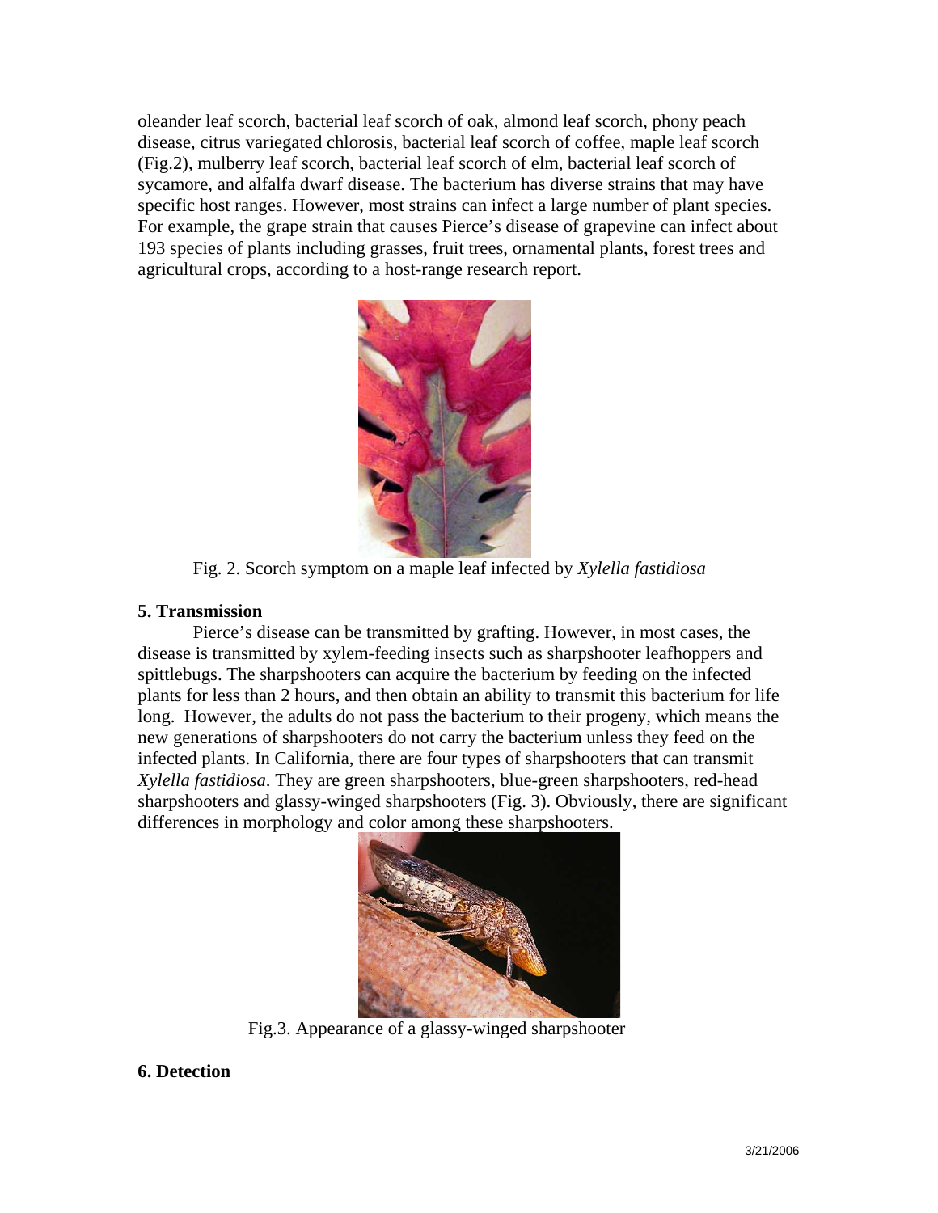oleander leaf scorch, bacterial leaf scorch of oak, almond leaf scorch, phony peach disease, citrus variegated chlorosis, bacterial leaf scorch of coffee, maple leaf scorch (Fig.2), mulberry leaf scorch, bacterial leaf scorch of elm, bacterial leaf scorch of sycamore, and alfalfa dwarf disease. The bacterium has diverse strains that may have specific host ranges. However, most strains can infect a large number of plant species. For example, the grape strain that causes Pierce's disease of grapevine can infect about 193 species of plants including grasses, fruit trees, ornamental plants, forest trees and agricultural crops, according to a host-range research report.

Fig. 2. Scorch symptom on a maple leaf infected by *Xylella fastidiosa*

**5. Transmission**

Pierce's disease can be transmitted by grafting. However, in most cases, the disease is transmitted by xylem-feeding insects such as sharpshooter leafhoppers and spittlebugs. The sharpshooters can acquire the bacterium by feeding on the infected plants for less than 2 hours, and then obtain an ability to transmit this bacterium for life long. However, the adults do not pass the bacterium to their progeny, which means the new generations of sharpshooters do not carry the bacterium unless they feed on the infected plants. In California, there are four types of sharpshooters that can transmit *Xylella fastidiosa*. They are green sharpshooters, blue-green sharpshooters, red-head sharpshooters and glassy-winged sharpshooters (Fig. 3). Obviously, there are significant differences in morphology and color among these sharpshooters.

Fig.3. Appearance of a glassy-winged sharpshooter

**6. Detection**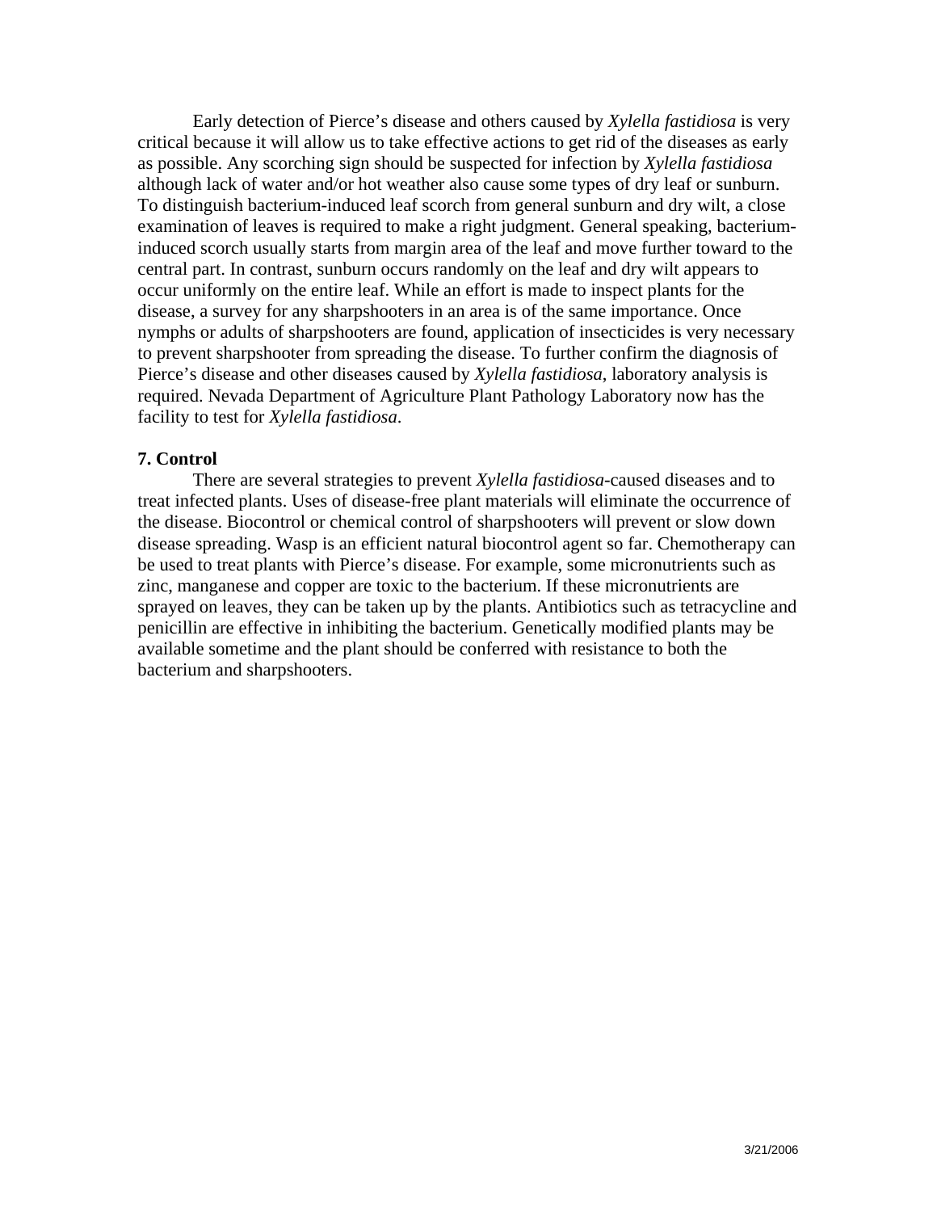Early detection of Pierce's disease and others caused by *Xylella fastidiosa* is very critical because it will allow us to take effective actions to get rid of the diseases as early as possible. Any scorching sign should be suspected for infection by *Xylella fastidiosa* although lack of water and/or hot weather also cause some types of dry leaf or sunburn. To distinguish bacterium-induced leaf scorch from general sunburn and dry wilt, a close examination of leaves is required to make a right judgment. General speaking, bacterium-induced scorch usually starts from margin area of the leaf and move further toward to the central part. In contrast, sunburn occurs randomly on the leaf and dry wilt appears to occur uniformly on the entire leaf. While an effort is made to inspect plants for the disease, a survey for any sharpshooters in an area is of the same importance. Once nymphs or adults of sharpshooters are found, application of insecticides is very necessary to prevent sharpshooter from spreading the disease. To further confirm the diagnosis of Pierce's disease and other diseases caused by *Xylella fastidiosa*, laboratory analysis is required. Nevada Department of Agriculture Plant Pathology Laboratory now has the facility to test for *Xylella fastidiosa*.

## 7. Control

There are several strategies to prevent *Xylella fastidiosa*-caused diseases and to treat infected plants. Uses of disease-free plant materials will eliminate the occurrence of the disease. Biocontrol or chemical control of sharpshooters will prevent or slow down disease spreading. Wasp is an efficient natural biocontrol agent so far. Chemotherapy can be used to treat plants with Pierce's disease. For example, some micronutrients such as zinc, manganese and copper are toxic to the bacterium. If these micronutrients are sprayed on leaves, they can be taken up by the plants. Antibiotics such as tetracycline and penicillin are effective in inhibiting the bacterium. Genetically modified plants may be available sometime and the plant should be conferred with resistance to both the bacterium and sharpshooters.